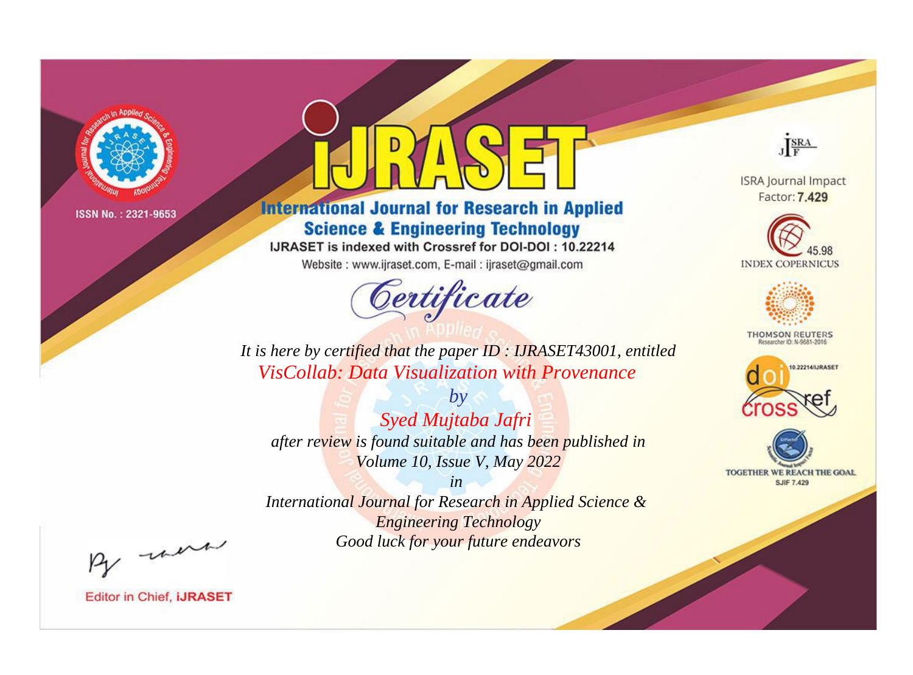ISSN No. : 2321-9653

# IJRASET

## International Journal for Research in Applied Science & Engineering Technology

IJRASET is indexed with Crossref for DOI-DOI : 10.22214

Website : www.ijraset.com, E-mail : ijraset@gmail.com

ISRA Journal Impact Factor: **7.429**

45.98 INDEX COPERNICUS

THOMSON REUTERS Researcher ID: N-9681-2016

10.22214/IJRASET

TOGETHER WE REACH THE GOAL SJIF 7.429

# *Certificate*

*It is here by certified that the paper ID : IJRASET43001, entitled*

*VisCollab: Data Visualization with Provenance*

*by*

*Syed Mujtaba Jafri*

*after review is found suitable and has been published in*

*Volume 10, Issue V, May 2022*

*in*

*International Journal for Research in Applied Science & Engineering Technology*

*Good luck for your future endeavors*

Editor in Chief, **iJRASET**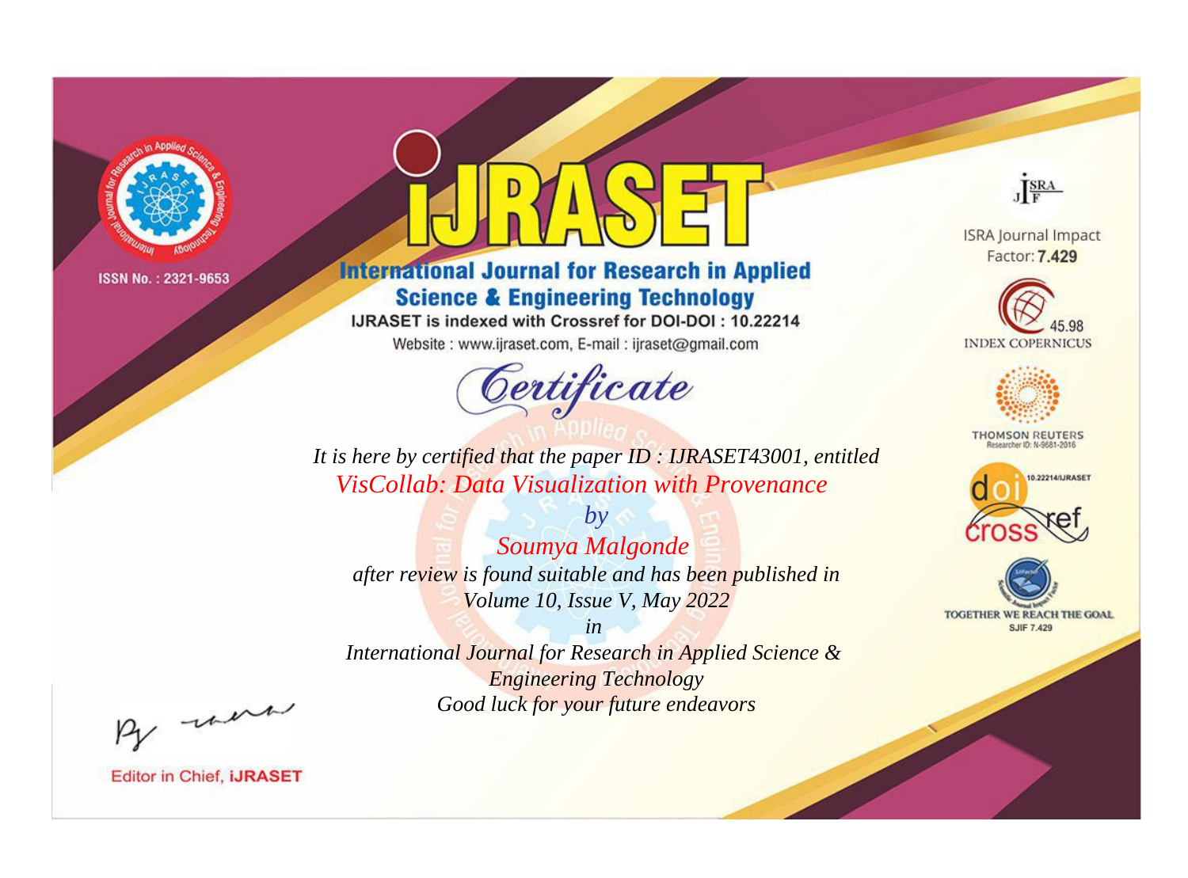ISSN No. : 2321-9653

# iJRASET

## International Journal for Research in Applied Science & Engineering Technology

IJRASET is indexed with Crossref for DOI-DOI : 10.22214

Website : www.ijraset.com, E-mail : ijraset@gmail.com

# Certificate

*It is here by certified that the paper ID : IJRASET43001, entitled*

*VisCollab: Data Visualization with Provenance*

*by*

*Soumya Malgonde*

*after review is found suitable and has been published in*

*Volume 10, Issue V, May 2022*

*in*

*International Journal for Research in Applied Science & Engineering Technology*

*Good luck for your future endeavors*

ISRA Journal Impact Factor: **7.429**

45.98 INDEX COPERNICUS

THOMSON REUTERS Researcher ID: N-9681-2016

10.22214/IJRASET

TOGETHER WE REACH THE GOAL SJIF 7.429

Editor in Chief, **iJRASET**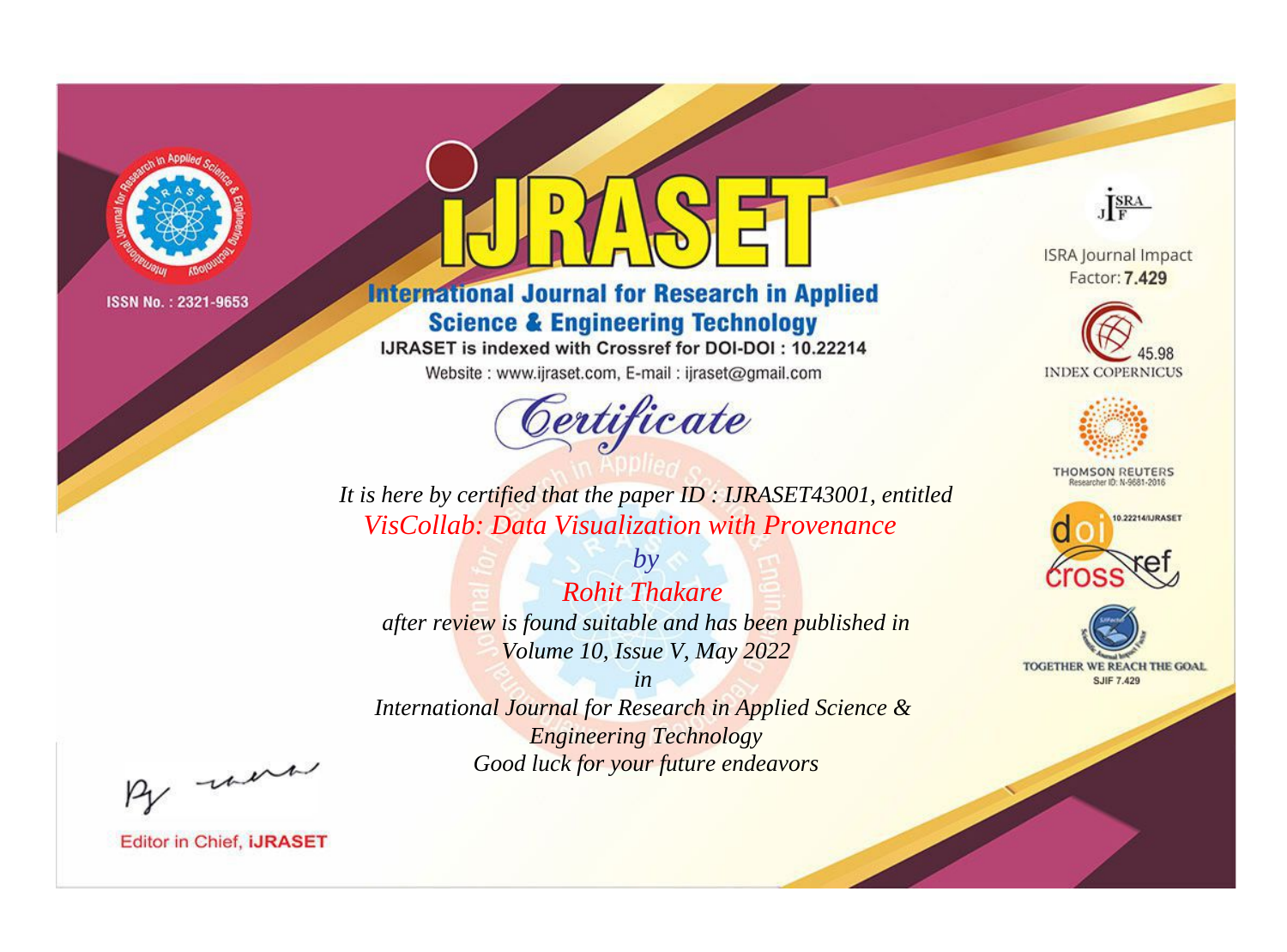ISSN No. : 2321-9653

# iJRASET

## International Journal for Research in Applied Science & Engineering Technology

IJRASET is indexed with Crossref for DOI-DOI : 10.22214

Website : www.ijraset.com, E-mail : ijraset@gmail.com

ISRA Journal Impact Factor: **7.429**

45.98 INDEX COPERNICUS

THOMSON REUTERS Researcher ID: N-9681-2016

10.22214/IJRASET

TOGETHER WE REACH THE GOAL SJIF 7.429

*Certificate*

*It is here by certified that the paper ID : IJRASET43001, entitled*

*VisCollab: Data Visualization with Provenance*

*by*

*Rohit Thakare*

*after review is found suitable and has been published in*

*Volume 10, Issue V, May 2022*

*in*

*International Journal for Research in Applied Science & Engineering Technology*

*Good luck for your future endeavors*

Editor in Chief, **iJRASET**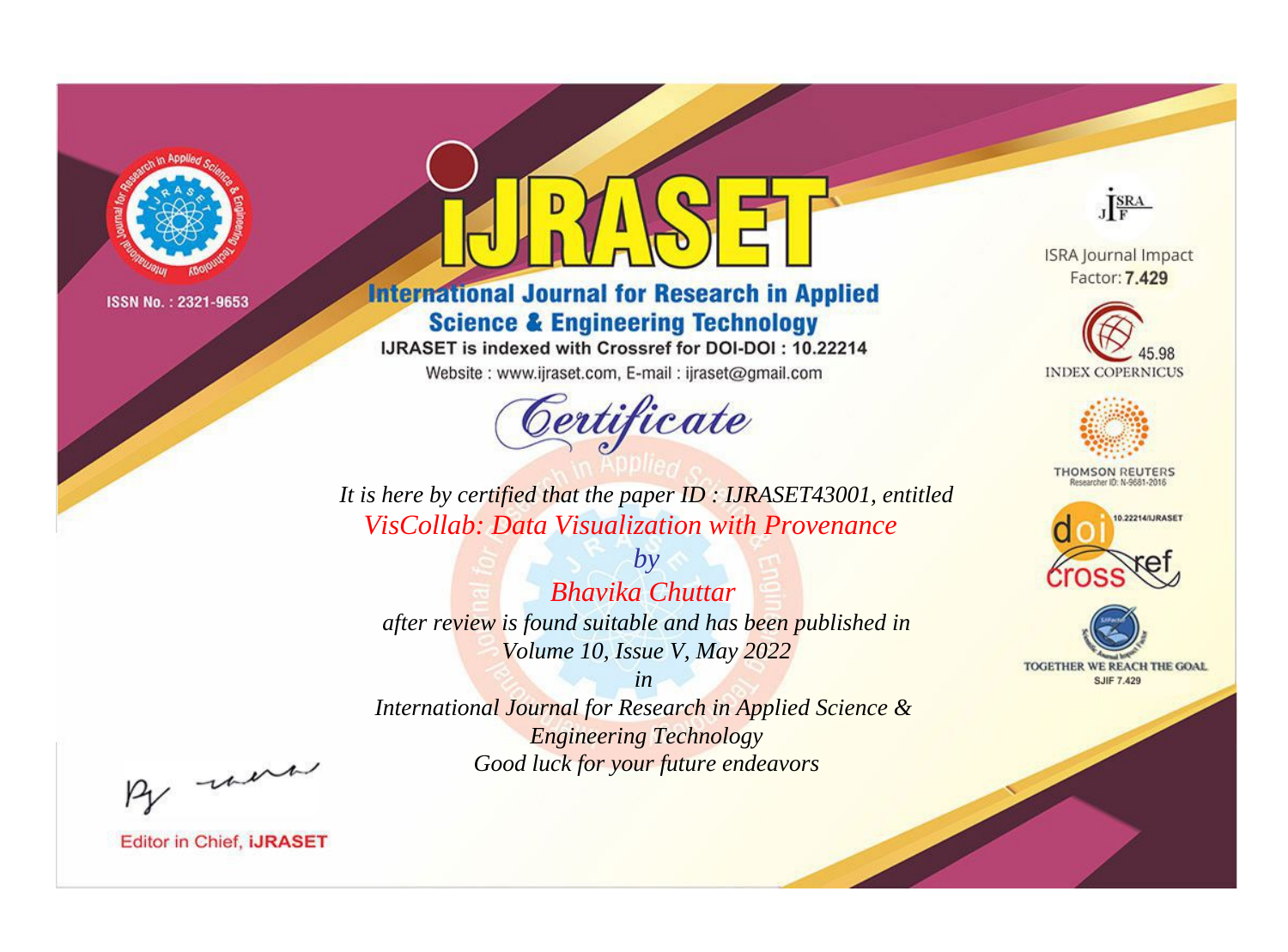ISSN No. : 2321-9653

# iJRASET

## International Journal for Research in Applied Science & Engineering Technology

IJRASET is indexed with Crossref for DOI-DOI : 10.22214

Website : www.ijraset.com, E-mail : ijraset@gmail.com

ISRA Journal Impact Factor: **7.429**

45.98 INDEX COPERNICUS

THOMSON REUTERS Researcher ID: N-9681-2016

10.22214/IJRASET

TOGETHER WE REACH THE GOAL SJIF 7.429

# *Certificate*

*It is here by certified that the paper ID : IJRASET43001, entitled*

*VisCollab: Data Visualization with Provenance*

*by*

*Bhavika Chuttar*

*after review is found suitable and has been published in*

*Volume 10, Issue V, May 2022*

*in*

*International Journal for Research in Applied Science & Engineering Technology*

*Good luck for your future endeavors*

Editor in Chief, **iJRASET**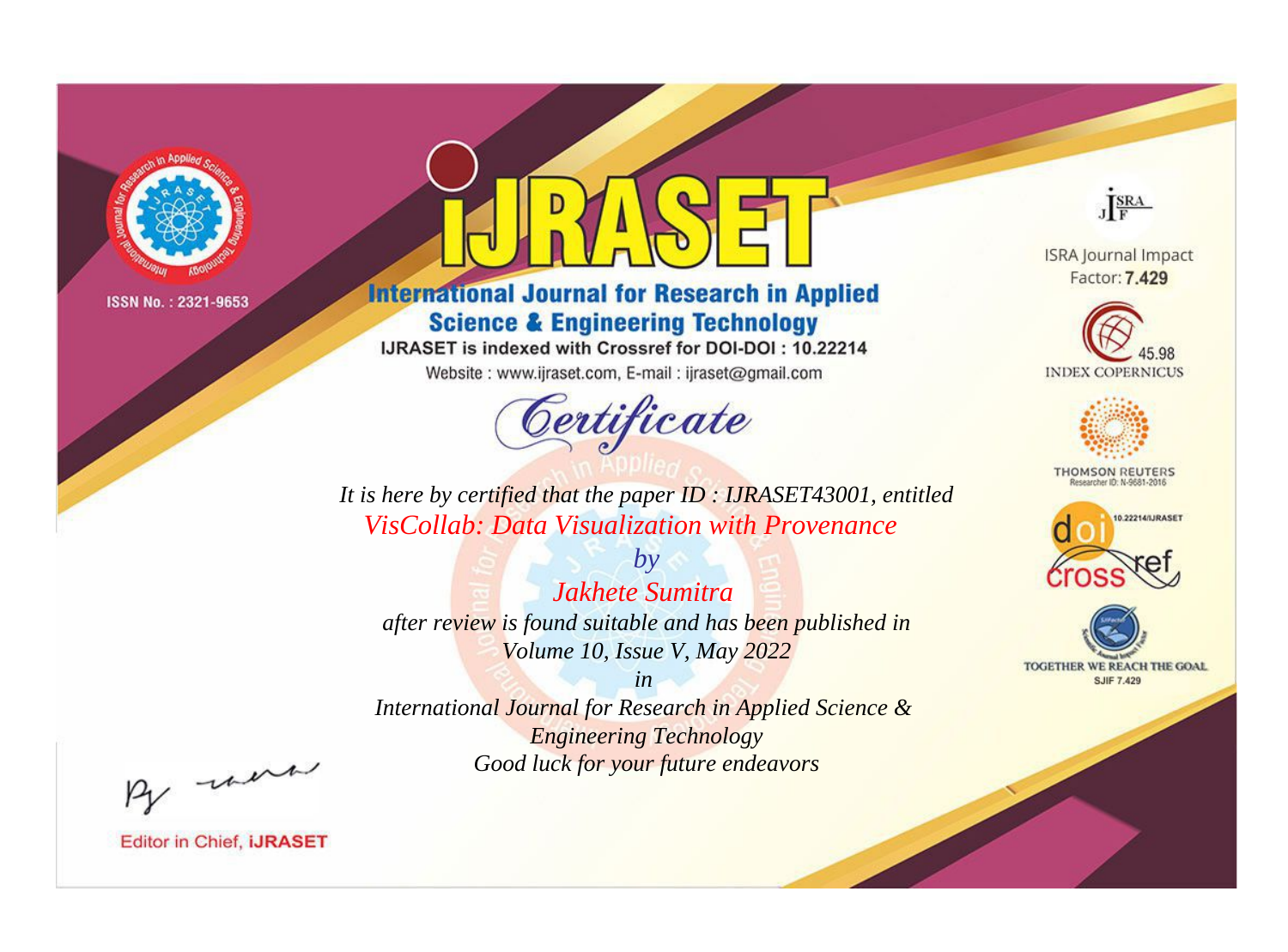ISSN No. : 2321-9653

# IJRASET

## International Journal for Research in Applied Science & Engineering Technology

IJRASET is indexed with Crossref for DOI-DOI : 10.22214

Website : www.ijraset.com, E-mail : ijraset@gmail.com

ISRA Journal Impact Factor: **7.429**

45.98 INDEX COPERNICUS

THOMSON REUTERS Researcher ID: N-9681-2016

10.22214/IJRASET

TOGETHER WE REACH THE GOAL SJIF 7.429

# *Certificate*

*It is here by certified that the paper ID : IJRASET43001, entitled*

*VisCollab: Data Visualization with Provenance*

*by*

*Jakhete Sumitra*

*after review is found suitable and has been published in*

*Volume 10, Issue V, May 2022*

*in*

*International Journal for Research in Applied Science & Engineering Technology*

*Good luck for your future endeavors*

Editor in Chief, **iJRASET**